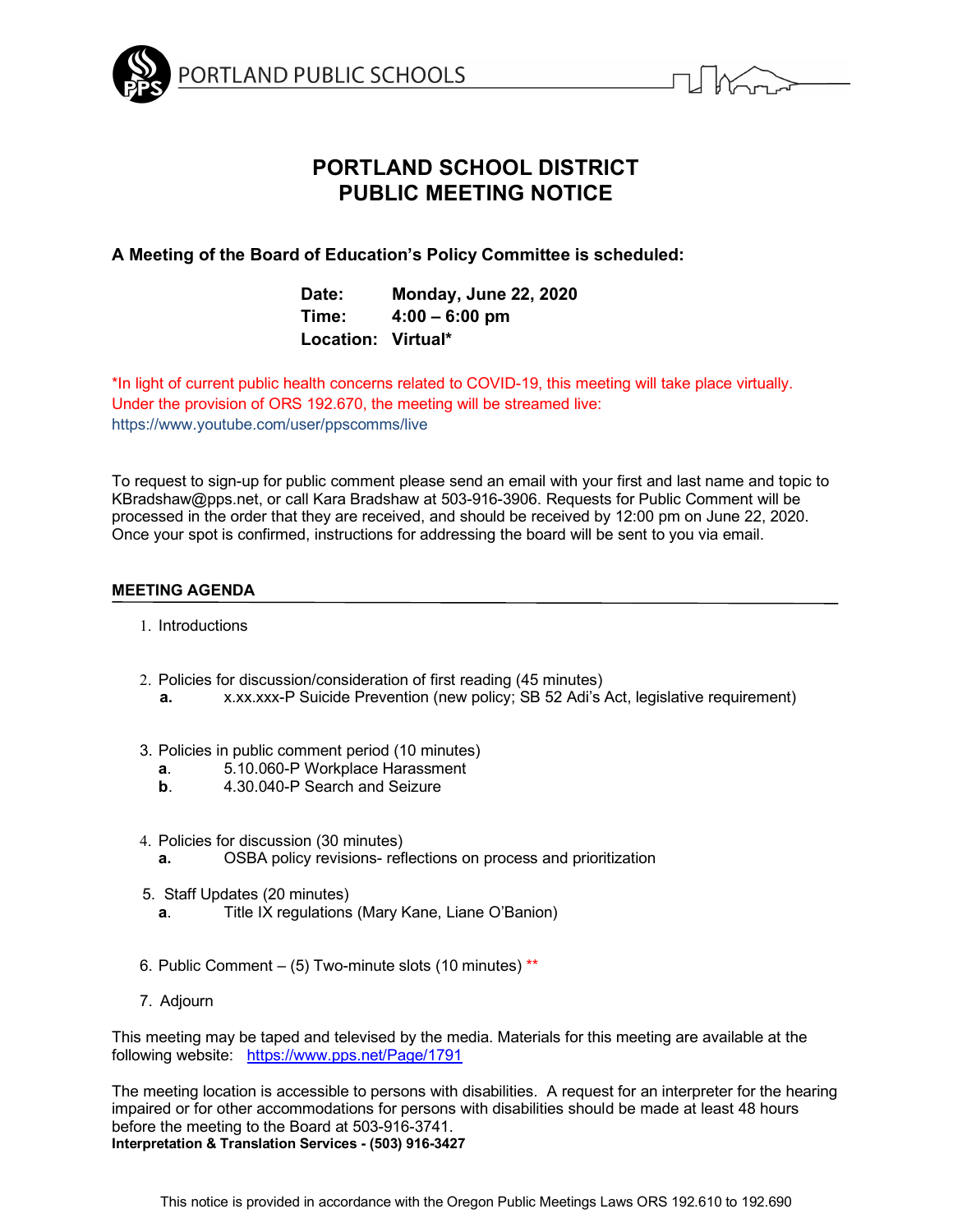PORTLAND PUBLIC SCHOOLS

# PORTLAND SCHOOL DISTRICT
# PUBLIC MEETING NOTICE

**A Meeting of the Board of Education's Policy Committee is scheduled:**

**Date:** **Monday, June 22, 2020**
**Time:** **4:00 – 6:00 pm**
**Location:** **Virtual***

*In light of current public health concerns related to COVID-19, this meeting will take place virtually. Under the provision of ORS 192.670, the meeting will be streamed live: https://www.youtube.com/user/ppscomms/live

To request to sign-up for public comment please send an email with your first and last name and topic to KBradshaw@pps.net, or call Kara Bradshaw at 503-916-3906. Requests for Public Comment will be processed in the order that they are received, and should be received by 12:00 pm on June 22, 2020. Once your spot is confirmed, instructions for addressing the board will be sent to you via email.

## MEETING AGENDA

1. Introductions

2. Policies for discussion/consideration of first reading (45 minutes)
   **a.** x.xx.xxx-P Suicide Prevention (new policy; SB 52 Adi's Act, legislative requirement)

3. Policies in public comment period (10 minutes)
   **a**. 5.10.060-P Workplace Harassment
   **b**. 4.30.040-P Search and Seizure

4. Policies for discussion (30 minutes)
   **a.** OSBA policy revisions- reflections on process and prioritization

5. Staff Updates (20 minutes)
   **a**. Title IX regulations (Mary Kane, Liane O'Banion)

6. Public Comment – (5) Two-minute slots (10 minutes) **

7. Adjourn

This meeting may be taped and televised by the media. Materials for this meeting are available at the following website: https://www.pps.net/Page/1791

The meeting location is accessible to persons with disabilities. A request for an interpreter for the hearing impaired or for other accommodations for persons with disabilities should be made at least 48 hours before the meeting to the Board at 503-916-3741.
**Interpretation & Translation Services - (503) 916-3427**

This notice is provided in accordance with the Oregon Public Meetings Laws ORS 192.610 to 192.690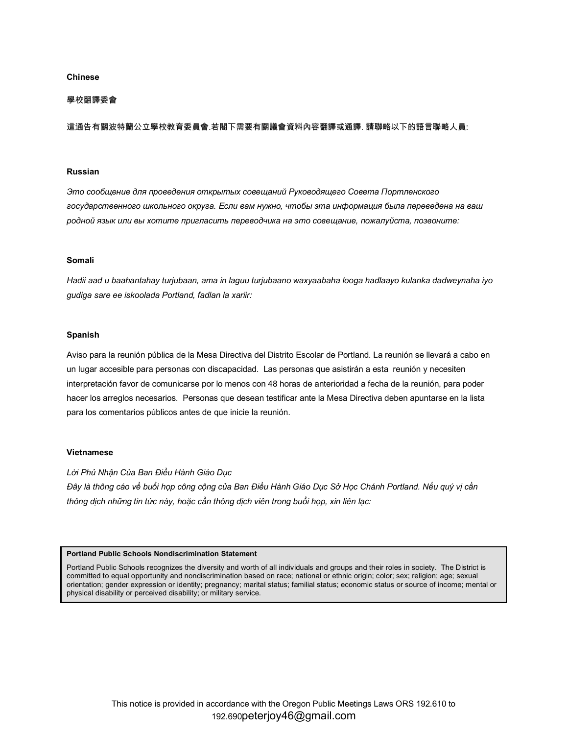**Chinese**

學校翻譯委會

這通告有關波特蘭公立學校教育委員會.若閣下需要有關議會資料內容翻譯或通譯. 請聯略以下的語言聯略人員:

**Russian**

*Это сообщение для проведения открытых совещаний Руководящего Совета Портленского государственного школьного округа. Если вам нужно, чтобы эта информация была переведена на ваш родной язык или вы хотите пригласить переводчика на это совещание, пожалуйста, позвоните:*

**Somali**

*Hadii aad u baahantahay turjubaan, ama in laguu turjubaano waxyaabaha looga hadlaayo kulanka dadweynaha iyo gudiga sare ee iskoolada Portland, fadlan la xariir:*

**Spanish**

Aviso para la reunión pública de la Mesa Directiva del Distrito Escolar de Portland. La reunión se llevará a cabo en un lugar accesible para personas con discapacidad. Las personas que asistirán a esta reunión y necesiten interpretación favor de comunicarse por lo menos con 48 horas de anterioridad a fecha de la reunión, para poder hacer los arreglos necesarios. Personas que desean testificar ante la Mesa Directiva deben apuntarse en la lista para los comentarios públicos antes de que inicie la reunión.

**Vietnamese**

*Lời Phủ Nhận Của Ban Điều Hành Giáo Dục*
*Đây là thông cáo về buổi họp công cộng của Ban Điều Hành Giáo Dục Sở Học Chánh Portland. Nếu quý vị cần thông dịch những tin tức này, hoặc cần thông dịch viên trong buổi họp, xin liên lạc:*

**Portland Public Schools Nondiscrimination Statement**

Portland Public Schools recognizes the diversity and worth of all individuals and groups and their roles in society. The District is committed to equal opportunity and nondiscrimination based on race; national or ethnic origin; color; sex; religion; age; sexual orientation; gender expression or identity; pregnancy; marital status; familial status; economic status or source of income; mental or physical disability or perceived disability; or military service.

This notice is provided in accordance with the Oregon Public Meetings Laws ORS 192.610 to 192.690peterjoy46@gmail.com